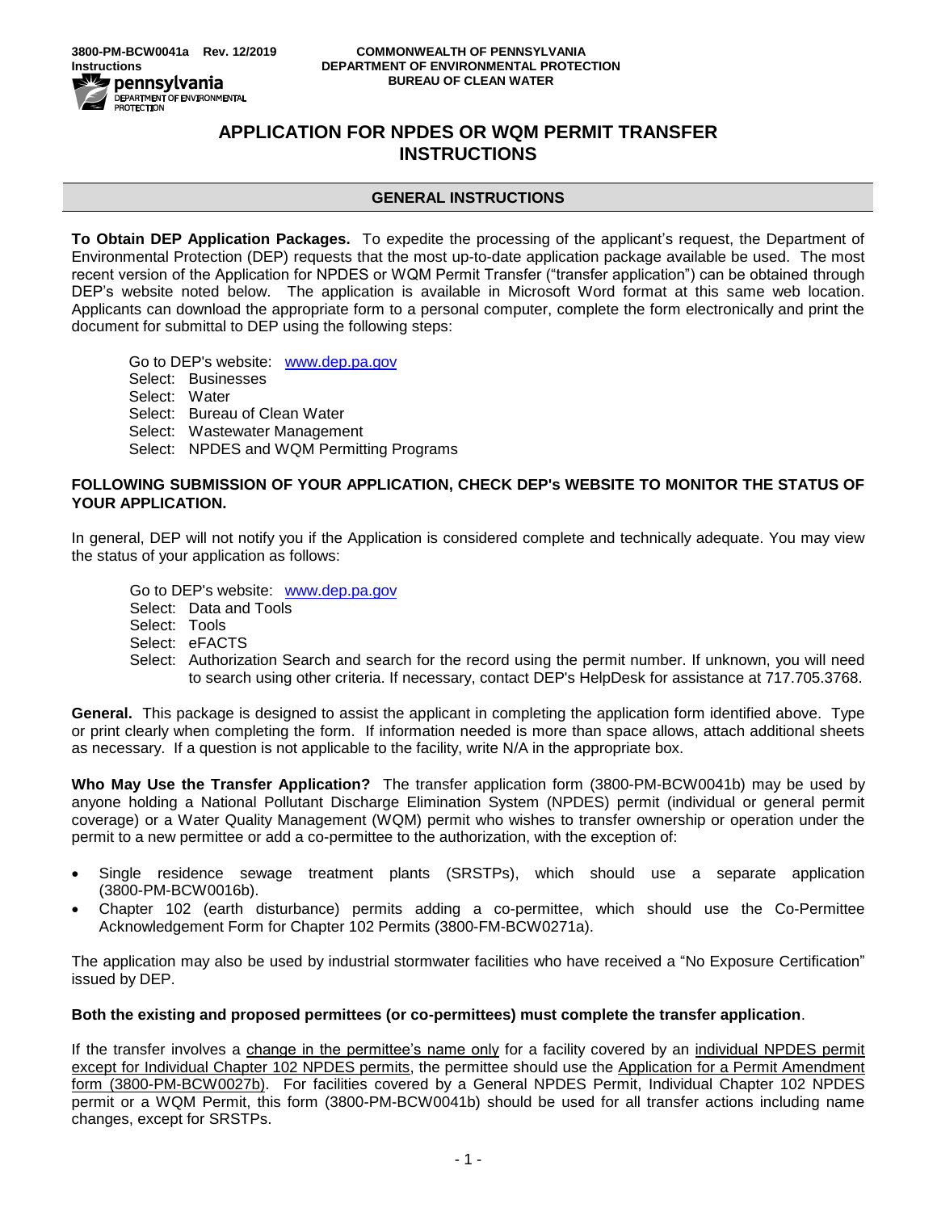3800-PM-BCW0041a Rev. 12/2019
Instructions

COMMONWEALTH OF PENNSYLVANIA
DEPARTMENT OF ENVIRONMENTAL PROTECTION
BUREAU OF CLEAN WATER

# APPLICATION FOR NPDES OR WQM PERMIT TRANSFER INSTRUCTIONS

## GENERAL INSTRUCTIONS

**To Obtain DEP Application Packages.** To expedite the processing of the applicant's request, the Department of Environmental Protection (DEP) requests that the most up-to-date application package available be used. The most recent version of the Application for NPDES or WQM Permit Transfer ("transfer application") can be obtained through DEP's website noted below. The application is available in Microsoft Word format at this same web location. Applicants can download the appropriate form to a personal computer, complete the form electronically and print the document for submittal to DEP using the following steps:

Go to DEP's website: www.dep.pa.gov
Select: Businesses
Select: Water
Select: Bureau of Clean Water
Select: Wastewater Management
Select: NPDES and WQM Permitting Programs

**FOLLOWING SUBMISSION OF YOUR APPLICATION, CHECK DEP's WEBSITE TO MONITOR THE STATUS OF YOUR APPLICATION.**

In general, DEP will not notify you if the Application is considered complete and technically adequate. You may view the status of your application as follows:

Go to DEP's website: www.dep.pa.gov
Select: Data and Tools
Select: Tools
Select: eFACTS
Select: Authorization Search and search for the record using the permit number. If unknown, you will need to search using other criteria. If necessary, contact DEP's HelpDesk for assistance at 717.705.3768.

**General.** This package is designed to assist the applicant in completing the application form identified above. Type or print clearly when completing the form. If information needed is more than space allows, attach additional sheets as necessary. If a question is not applicable to the facility, write N/A in the appropriate box.

**Who May Use the Transfer Application?** The transfer application form (3800-PM-BCW0041b) may be used by anyone holding a National Pollutant Discharge Elimination System (NPDES) permit (individual or general permit coverage) or a Water Quality Management (WQM) permit who wishes to transfer ownership or operation under the permit to a new permittee or add a co-permittee to the authorization, with the exception of:

- Single residence sewage treatment plants (SRSTPs), which should use a separate application (3800-PM-BCW0016b).
- Chapter 102 (earth disturbance) permits adding a co-permittee, which should use the Co-Permittee Acknowledgement Form for Chapter 102 Permits (3800-FM-BCW0271a).

The application may also be used by industrial stormwater facilities who have received a "No Exposure Certification" issued by DEP.

**Both the existing and proposed permittees (or co-permittees) must complete the transfer application**.

If the transfer involves a change in the permittee's name only for a facility covered by an individual NPDES permit except for Individual Chapter 102 NPDES permits, the permittee should use the Application for a Permit Amendment form (3800-PM-BCW0027b). For facilities covered by a General NPDES Permit, Individual Chapter 102 NPDES permit or a WQM Permit, this form (3800-PM-BCW0041b) should be used for all transfer actions including name changes, except for SRSTPs.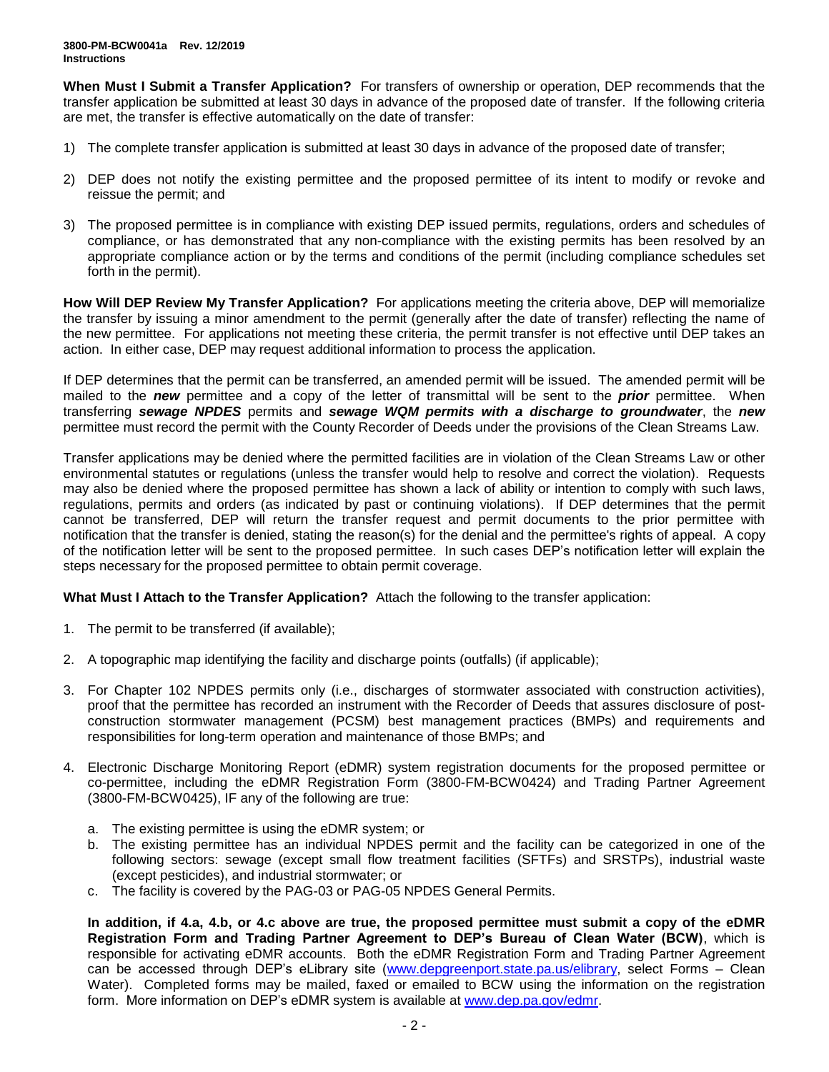**When Must I Submit a Transfer Application?** For transfers of ownership or operation, DEP recommends that the transfer application be submitted at least 30 days in advance of the proposed date of transfer. If the following criteria are met, the transfer is effective automatically on the date of transfer:

1) The complete transfer application is submitted at least 30 days in advance of the proposed date of transfer;

2) DEP does not notify the existing permittee and the proposed permittee of its intent to modify or revoke and reissue the permit; and

3) The proposed permittee is in compliance with existing DEP issued permits, regulations, orders and schedules of compliance, or has demonstrated that any non-compliance with the existing permits has been resolved by an appropriate compliance action or by the terms and conditions of the permit (including compliance schedules set forth in the permit).

**How Will DEP Review My Transfer Application?** For applications meeting the criteria above, DEP will memorialize the transfer by issuing a minor amendment to the permit (generally after the date of transfer) reflecting the name of the new permittee. For applications not meeting these criteria, the permit transfer is not effective until DEP takes an action. In either case, DEP may request additional information to process the application.

If DEP determines that the permit can be transferred, an amended permit will be issued. The amended permit will be mailed to the ***new*** permittee and a copy of the letter of transmittal will be sent to the ***prior*** permittee. When transferring ***sewage NPDES*** permits and ***sewage WQM permits with a discharge to groundwater***, the ***new*** permittee must record the permit with the County Recorder of Deeds under the provisions of the Clean Streams Law.

Transfer applications may be denied where the permitted facilities are in violation of the Clean Streams Law or other environmental statutes or regulations (unless the transfer would help to resolve and correct the violation). Requests may also be denied where the proposed permittee has shown a lack of ability or intention to comply with such laws, regulations, permits and orders (as indicated by past or continuing violations). If DEP determines that the permit cannot be transferred, DEP will return the transfer request and permit documents to the prior permittee with notification that the transfer is denied, stating the reason(s) for the denial and the permittee's rights of appeal. A copy of the notification letter will be sent to the proposed permittee. In such cases DEP's notification letter will explain the steps necessary for the proposed permittee to obtain permit coverage.

**What Must I Attach to the Transfer Application?** Attach the following to the transfer application:

1. The permit to be transferred (if available);

2. A topographic map identifying the facility and discharge points (outfalls) (if applicable);

3. For Chapter 102 NPDES permits only (i.e., discharges of stormwater associated with construction activities), proof that the permittee has recorded an instrument with the Recorder of Deeds that assures disclosure of post-construction stormwater management (PCSM) best management practices (BMPs) and requirements and responsibilities for long-term operation and maintenance of those BMPs; and

4. Electronic Discharge Monitoring Report (eDMR) system registration documents for the proposed permittee or co-permittee, including the eDMR Registration Form (3800-FM-BCW0424) and Trading Partner Agreement (3800-FM-BCW0425), IF any of the following are true:

   a. The existing permittee is using the eDMR system; or
   b. The existing permittee has an individual NPDES permit and the facility can be categorized in one of the following sectors: sewage (except small flow treatment facilities (SFTFs) and SRSTPs), industrial waste (except pesticides), and industrial stormwater; or
   c. The facility is covered by the PAG-03 or PAG-05 NPDES General Permits.

   **In addition, if 4.a, 4.b, or 4.c above are true, the proposed permittee must submit a copy of the eDMR Registration Form and Trading Partner Agreement to DEP's Bureau of Clean Water (BCW)**, which is responsible for activating eDMR accounts. Both the eDMR Registration Form and Trading Partner Agreement can be accessed through DEP's eLibrary site (www.depgreenport.state.pa.us/elibrary, select Forms – Clean Water). Completed forms may be mailed, faxed or emailed to BCW using the information on the registration form. More information on DEP's eDMR system is available at www.dep.pa.gov/edmr.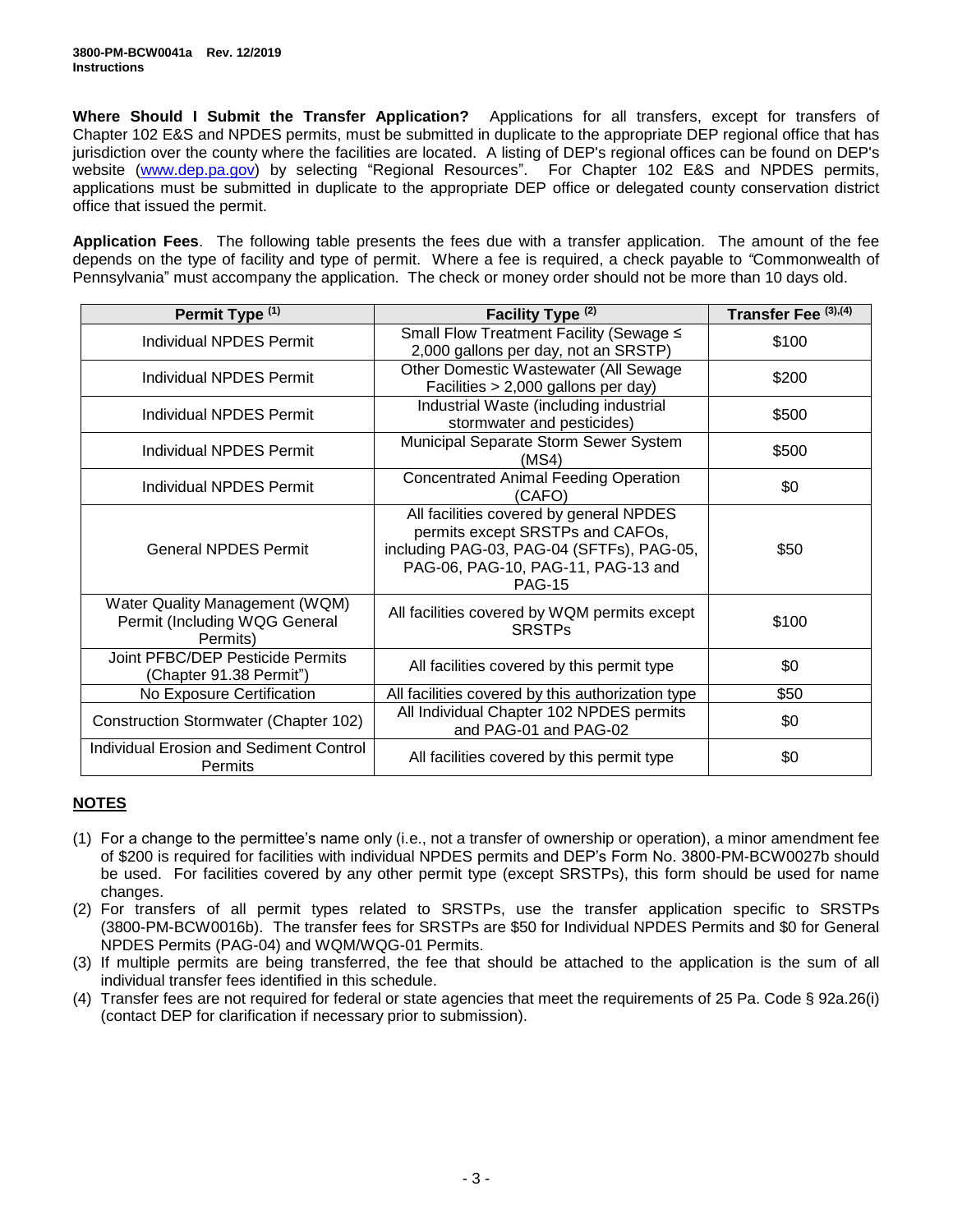**Where Should I Submit the Transfer Application?** Applications for all transfers, except for transfers of Chapter 102 E&S and NPDES permits, must be submitted in duplicate to the appropriate DEP regional office that has jurisdiction over the county where the facilities are located. A listing of DEP's regional offices can be found on DEP's website (www.dep.pa.gov) by selecting "Regional Resources". For Chapter 102 E&S and NPDES permits, applications must be submitted in duplicate to the appropriate DEP office or delegated county conservation district office that issued the permit.

**Application Fees**. The following table presents the fees due with a transfer application. The amount of the fee depends on the type of facility and type of permit. Where a fee is required, a check payable to "Commonwealth of Pennsylvania" must accompany the application. The check or money order should not be more than 10 days old.

| Permit Type (1) | Facility Type (2) | Transfer Fee (3),(4) |
|---|---|---|
| Individual NPDES Permit | Small Flow Treatment Facility (Sewage ≤ 2,000 gallons per day, not an SRSTP) | $100 |
| Individual NPDES Permit | Other Domestic Wastewater (All Sewage Facilities > 2,000 gallons per day) | $200 |
| Individual NPDES Permit | Industrial Waste (including industrial stormwater and pesticides) | $500 |
| Individual NPDES Permit | Municipal Separate Storm Sewer System (MS4) | $500 |
| Individual NPDES Permit | Concentrated Animal Feeding Operation (CAFO) | $0 |
| General NPDES Permit | All facilities covered by general NPDES permits except SRSTPs and CAFOs, including PAG-03, PAG-04 (SFTFs), PAG-05, PAG-06, PAG-10, PAG-11, PAG-13 and PAG-15 | $50 |
| Water Quality Management (WQM) Permit (Including WQG General Permits) | All facilities covered by WQM permits except SRSTPs | $100 |
| Joint PFBC/DEP Pesticide Permits (Chapter 91.38 Permit") | All facilities covered by this permit type | $0 |
| No Exposure Certification | All facilities covered by this authorization type | $50 |
| Construction Stormwater (Chapter 102) | All Individual Chapter 102 NPDES permits and PAG-01 and PAG-02 | $0 |
| Individual Erosion and Sediment Control Permits | All facilities covered by this permit type | $0 |

**NOTES**

(1) For a change to the permittee's name only (i.e., not a transfer of ownership or operation), a minor amendment fee of $200 is required for facilities with individual NPDES permits and DEP's Form No. 3800-PM-BCW0027b should be used. For facilities covered by any other permit type (except SRSTPs), this form should be used for name changes.

(2) For transfers of all permit types related to SRSTPs, use the transfer application specific to SRSTPs (3800-PM-BCW0016b). The transfer fees for SRSTPs are $50 for Individual NPDES Permits and $0 for General NPDES Permits (PAG-04) and WQM/WQG-01 Permits.

(3) If multiple permits are being transferred, the fee that should be attached to the application is the sum of all individual transfer fees identified in this schedule.

(4) Transfer fees are not required for federal or state agencies that meet the requirements of 25 Pa. Code § 92a.26(i) (contact DEP for clarification if necessary prior to submission).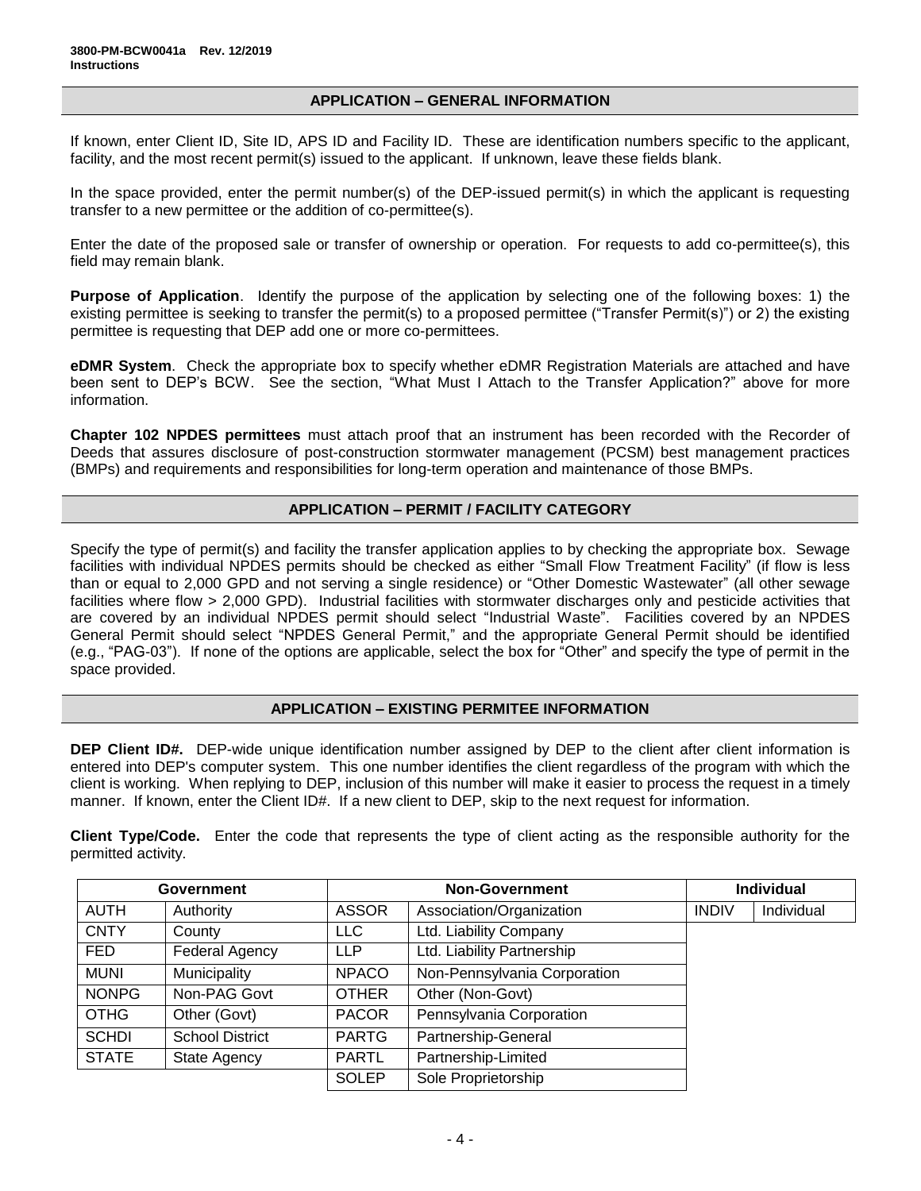## APPLICATION – GENERAL INFORMATION

If known, enter Client ID, Site ID, APS ID and Facility ID. These are identification numbers specific to the applicant, facility, and the most recent permit(s) issued to the applicant. If unknown, leave these fields blank.

In the space provided, enter the permit number(s) of the DEP-issued permit(s) in which the applicant is requesting transfer to a new permittee or the addition of co-permittee(s).

Enter the date of the proposed sale or transfer of ownership or operation. For requests to add co-permittee(s), this field may remain blank.

**Purpose of Application**. Identify the purpose of the application by selecting one of the following boxes: 1) the existing permittee is seeking to transfer the permit(s) to a proposed permittee ("Transfer Permit(s)") or 2) the existing permittee is requesting that DEP add one or more co-permittees.

**eDMR System**. Check the appropriate box to specify whether eDMR Registration Materials are attached and have been sent to DEP's BCW. See the section, "What Must I Attach to the Transfer Application?" above for more information.

**Chapter 102 NPDES permittees** must attach proof that an instrument has been recorded with the Recorder of Deeds that assures disclosure of post-construction stormwater management (PCSM) best management practices (BMPs) and requirements and responsibilities for long-term operation and maintenance of those BMPs.

## APPLICATION – PERMIT / FACILITY CATEGORY

Specify the type of permit(s) and facility the transfer application applies to by checking the appropriate box. Sewage facilities with individual NPDES permits should be checked as either "Small Flow Treatment Facility" (if flow is less than or equal to 2,000 GPD and not serving a single residence) or "Other Domestic Wastewater" (all other sewage facilities where flow > 2,000 GPD). Industrial facilities with stormwater discharges only and pesticide activities that are covered by an individual NPDES permit should select "Industrial Waste". Facilities covered by an NPDES General Permit should select "NPDES General Permit," and the appropriate General Permit should be identified (e.g., "PAG-03"). If none of the options are applicable, select the box for "Other" and specify the type of permit in the space provided.

## APPLICATION – EXISTING PERMITEE INFORMATION

**DEP Client ID#.** DEP-wide unique identification number assigned by DEP to the client after client information is entered into DEP's computer system. This one number identifies the client regardless of the program with which the client is working. When replying to DEP, inclusion of this number will make it easier to process the request in a timely manner. If known, enter the Client ID#. If a new client to DEP, skip to the next request for information.

**Client Type/Code.** Enter the code that represents the type of client acting as the responsible authority for the permitted activity.

| Government | | Non-Government | | Individual | |
|---|---|---|---|---|---|
| AUTH | Authority | ASSOR | Association/Organization | INDIV | Individual |
| CNTY | County | LLC | Ltd. Liability Company | | |
| FED | Federal Agency | LLP | Ltd. Liability Partnership | | |
| MUNI | Municipality | NPACO | Non-Pennsylvania Corporation | | |
| NONPG | Non-PAG Govt | OTHER | Other (Non-Govt) | | |
| OTHG | Other (Govt) | PACOR | Pennsylvania Corporation | | |
| SCHDI | School District | PARTG | Partnership-General | | |
| STATE | State Agency | PARTL | Partnership-Limited | | |
| | | SOLEP | Sole Proprietorship | | |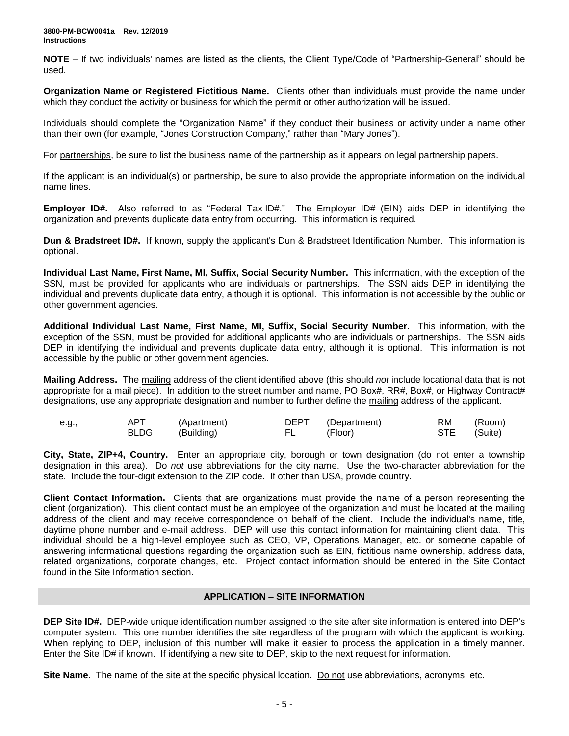**NOTE** – If two individuals' names are listed as the clients, the Client Type/Code of "Partnership-General" should be used.

**Organization Name or Registered Fictitious Name.** Clients other than individuals must provide the name under which they conduct the activity or business for which the permit or other authorization will be issued.

Individuals should complete the "Organization Name" if they conduct their business or activity under a name other than their own (for example, "Jones Construction Company," rather than "Mary Jones").

For partnerships, be sure to list the business name of the partnership as it appears on legal partnership papers.

If the applicant is an individual(s) or partnership, be sure to also provide the appropriate information on the individual name lines.

**Employer ID#.** Also referred to as "Federal Tax ID#." The Employer ID# (EIN) aids DEP in identifying the organization and prevents duplicate data entry from occurring. This information is required.

**Dun & Bradstreet ID#.** If known, supply the applicant's Dun & Bradstreet Identification Number. This information is optional.

**Individual Last Name, First Name, MI, Suffix, Social Security Number.** This information, with the exception of the SSN, must be provided for applicants who are individuals or partnerships. The SSN aids DEP in identifying the individual and prevents duplicate data entry, although it is optional. This information is not accessible by the public or other government agencies.

**Additional Individual Last Name, First Name, MI, Suffix, Social Security Number.** This information, with the exception of the SSN, must be provided for additional applicants who are individuals or partnerships. The SSN aids DEP in identifying the individual and prevents duplicate data entry, although it is optional. This information is not accessible by the public or other government agencies.

**Mailing Address.** The mailing address of the client identified above (this should *not* include locational data that is not appropriate for a mail piece). In addition to the street number and name, PO Box#, RR#, Box#, or Highway Contract# designations, use any appropriate designation and number to further define the mailing address of the applicant.

| e.g., | APT | (Apartment) | DEPT | (Department) | RM | (Room) |
|---|---|---|---|---|---|---|
| | BLDG | (Building) | FL | (Floor) | STE | (Suite) |

**City, State, ZIP+4, Country.** Enter an appropriate city, borough or town designation (do not enter a township designation in this area). Do *not* use abbreviations for the city name. Use the two-character abbreviation for the state. Include the four-digit extension to the ZIP code. If other than USA, provide country.

**Client Contact Information.** Clients that are organizations must provide the name of a person representing the client (organization). This client contact must be an employee of the organization and must be located at the mailing address of the client and may receive correspondence on behalf of the client. Include the individual's name, title, daytime phone number and e-mail address. DEP will use this contact information for maintaining client data. This individual should be a high-level employee such as CEO, VP, Operations Manager, etc. or someone capable of answering informational questions regarding the organization such as EIN, fictitious name ownership, address data, related organizations, corporate changes, etc. Project contact information should be entered in the Site Contact found in the Site Information section.

## APPLICATION – SITE INFORMATION

**DEP Site ID#.** DEP-wide unique identification number assigned to the site after site information is entered into DEP's computer system. This one number identifies the site regardless of the program with which the applicant is working. When replying to DEP, inclusion of this number will make it easier to process the application in a timely manner. Enter the Site ID# if known. If identifying a new site to DEP, skip to the next request for information.

**Site Name.** The name of the site at the specific physical location. Do not use abbreviations, acronyms, etc.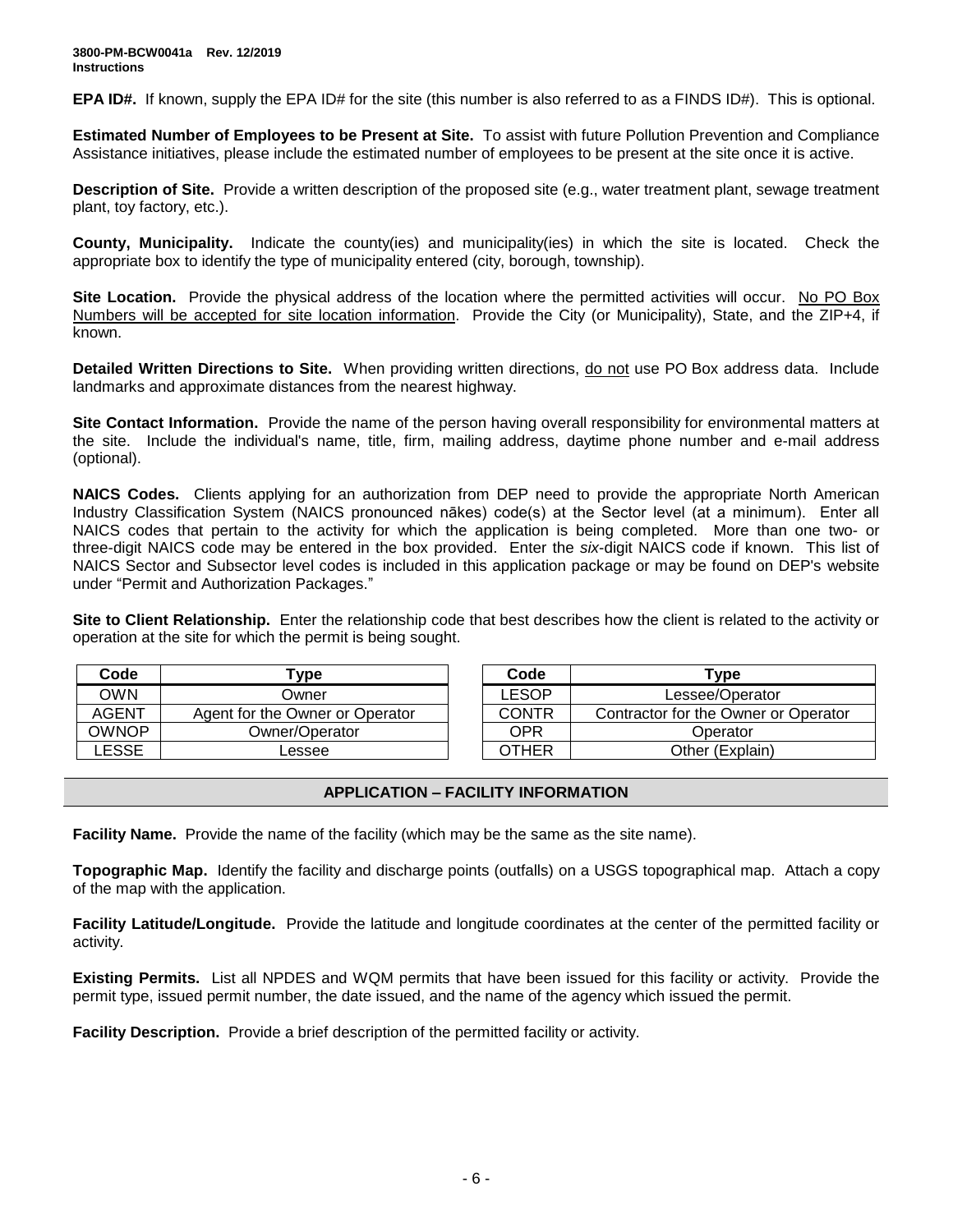**EPA ID#.** If known, supply the EPA ID# for the site (this number is also referred to as a FINDS ID#). This is optional.

**Estimated Number of Employees to be Present at Site.** To assist with future Pollution Prevention and Compliance Assistance initiatives, please include the estimated number of employees to be present at the site once it is active.

**Description of Site.** Provide a written description of the proposed site (e.g., water treatment plant, sewage treatment plant, toy factory, etc.).

**County, Municipality.** Indicate the county(ies) and municipality(ies) in which the site is located. Check the appropriate box to identify the type of municipality entered (city, borough, township).

**Site Location.** Provide the physical address of the location where the permitted activities will occur. No PO Box Numbers will be accepted for site location information. Provide the City (or Municipality), State, and the ZIP+4, if known.

**Detailed Written Directions to Site.** When providing written directions, do not use PO Box address data. Include landmarks and approximate distances from the nearest highway.

**Site Contact Information.** Provide the name of the person having overall responsibility for environmental matters at the site. Include the individual's name, title, firm, mailing address, daytime phone number and e-mail address (optional).

**NAICS Codes.** Clients applying for an authorization from DEP need to provide the appropriate North American Industry Classification System (NAICS pronounced nākes) code(s) at the Sector level (at a minimum). Enter all NAICS codes that pertain to the activity for which the application is being completed. More than one two- or three-digit NAICS code may be entered in the box provided. Enter the *six*-digit NAICS code if known. This list of NAICS Sector and Subsector level codes is included in this application package or may be found on DEP's website under "Permit and Authorization Packages."

**Site to Client Relationship.** Enter the relationship code that best describes how the client is related to the activity or operation at the site for which the permit is being sought.

| Code | Type |
|---|---|
| OWN | Owner |
| AGENT | Agent for the Owner or Operator |
| OWNOP | Owner/Operator |
| LESSE | Lessee |
| LESOP | Lessee/Operator |
| CONTR | Contractor for the Owner or Operator |
| OPR | Operator |
| OTHER | Other (Explain) |

## APPLICATION – FACILITY INFORMATION

**Facility Name.** Provide the name of the facility (which may be the same as the site name).

**Topographic Map.** Identify the facility and discharge points (outfalls) on a USGS topographical map. Attach a copy of the map with the application.

**Facility Latitude/Longitude.** Provide the latitude and longitude coordinates at the center of the permitted facility or activity.

**Existing Permits.** List all NPDES and WQM permits that have been issued for this facility or activity. Provide the permit type, issued permit number, the date issued, and the name of the agency which issued the permit.

**Facility Description.** Provide a brief description of the permitted facility or activity.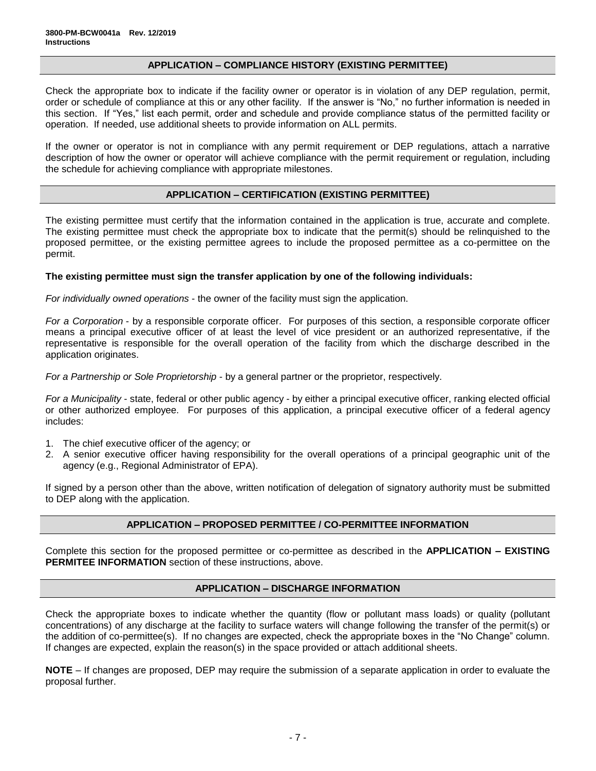## APPLICATION – COMPLIANCE HISTORY (EXISTING PERMITTEE)

Check the appropriate box to indicate if the facility owner or operator is in violation of any DEP regulation, permit, order or schedule of compliance at this or any other facility. If the answer is "No," no further information is needed in this section. If "Yes," list each permit, order and schedule and provide compliance status of the permitted facility or operation. If needed, use additional sheets to provide information on ALL permits.

If the owner or operator is not in compliance with any permit requirement or DEP regulations, attach a narrative description of how the owner or operator will achieve compliance with the permit requirement or regulation, including the schedule for achieving compliance with appropriate milestones.

## APPLICATION – CERTIFICATION (EXISTING PERMITTEE)

The existing permittee must certify that the information contained in the application is true, accurate and complete. The existing permittee must check the appropriate box to indicate that the permit(s) should be relinquished to the proposed permittee, or the existing permittee agrees to include the proposed permittee as a co-permittee on the permit.

**The existing permittee must sign the transfer application by one of the following individuals:**

*For individually owned operations* - the owner of the facility must sign the application.

*For a Corporation* - by a responsible corporate officer. For purposes of this section, a responsible corporate officer means a principal executive officer of at least the level of vice president or an authorized representative, if the representative is responsible for the overall operation of the facility from which the discharge described in the application originates.

*For a Partnership or Sole Proprietorship* - by a general partner or the proprietor, respectively.

*For a Municipality* - state, federal or other public agency - by either a principal executive officer, ranking elected official or other authorized employee. For purposes of this application, a principal executive officer of a federal agency includes:

1. The chief executive officer of the agency; or
2. A senior executive officer having responsibility for the overall operations of a principal geographic unit of the agency (e.g., Regional Administrator of EPA).

If signed by a person other than the above, written notification of delegation of signatory authority must be submitted to DEP along with the application.

## APPLICATION – PROPOSED PERMITTEE / CO-PERMITTEE INFORMATION

Complete this section for the proposed permittee or co-permittee as described in the **APPLICATION – EXISTING PERMITEE INFORMATION** section of these instructions, above.

## APPLICATION – DISCHARGE INFORMATION

Check the appropriate boxes to indicate whether the quantity (flow or pollutant mass loads) or quality (pollutant concentrations) of any discharge at the facility to surface waters will change following the transfer of the permit(s) or the addition of co-permittee(s). If no changes are expected, check the appropriate boxes in the "No Change" column. If changes are expected, explain the reason(s) in the space provided or attach additional sheets.

**NOTE** – If changes are proposed, DEP may require the submission of a separate application in order to evaluate the proposal further.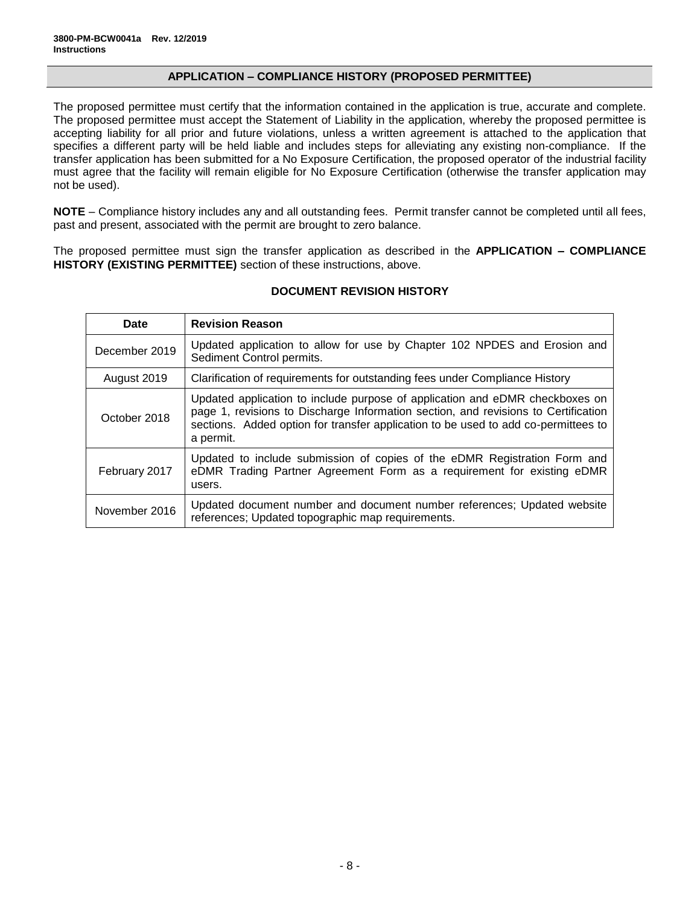## APPLICATION – COMPLIANCE HISTORY (PROPOSED PERMITTEE)

The proposed permittee must certify that the information contained in the application is true, accurate and complete. The proposed permittee must accept the Statement of Liability in the application, whereby the proposed permittee is accepting liability for all prior and future violations, unless a written agreement is attached to the application that specifies a different party will be held liable and includes steps for alleviating any existing non-compliance. If the transfer application has been submitted for a No Exposure Certification, the proposed operator of the industrial facility must agree that the facility will remain eligible for No Exposure Certification (otherwise the transfer application may not be used).

**NOTE** – Compliance history includes any and all outstanding fees. Permit transfer cannot be completed until all fees, past and present, associated with the permit are brought to zero balance.

The proposed permittee must sign the transfer application as described in the **APPLICATION – COMPLIANCE HISTORY (EXISTING PERMITTEE)** section of these instructions, above.

### DOCUMENT REVISION HISTORY

| Date | Revision Reason |
|---|---|
| December 2019 | Updated application to allow for use by Chapter 102 NPDES and Erosion and Sediment Control permits. |
| August 2019 | Clarification of requirements for outstanding fees under Compliance History |
| October 2018 | Updated application to include purpose of application and eDMR checkboxes on page 1, revisions to Discharge Information section, and revisions to Certification sections. Added option for transfer application to be used to add co-permittees to a permit. |
| February 2017 | Updated to include submission of copies of the eDMR Registration Form and eDMR Trading Partner Agreement Form as a requirement for existing eDMR users. |
| November 2016 | Updated document number and document number references; Updated website references; Updated topographic map requirements. |